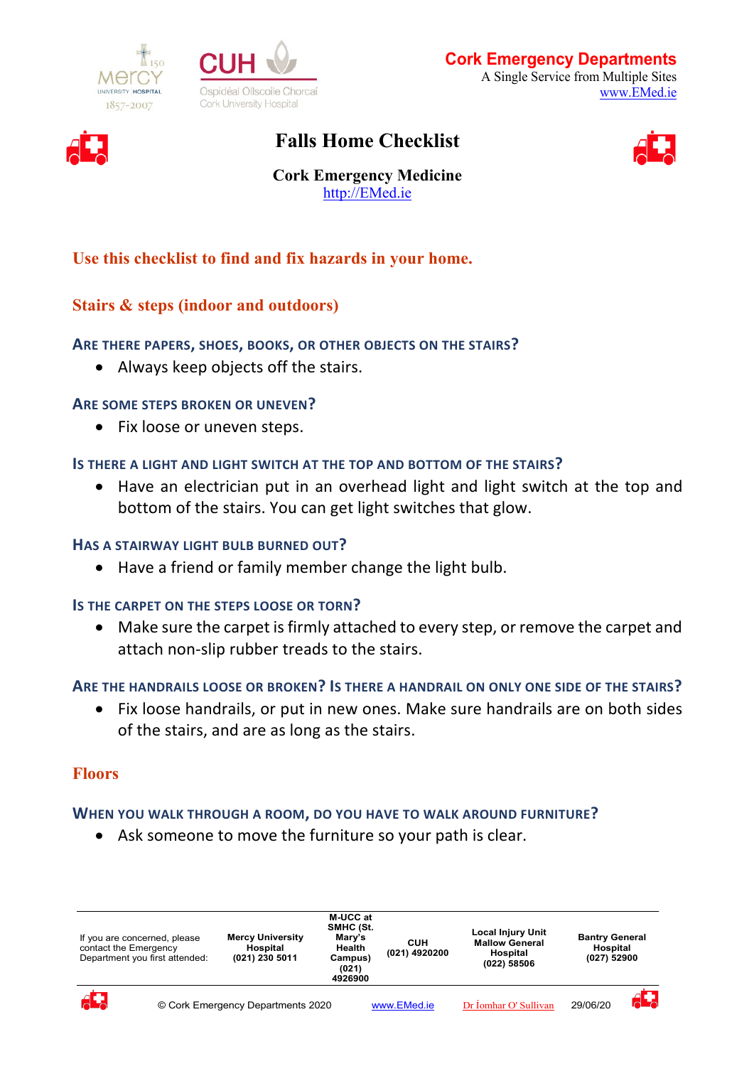**Cork Emergency Departments**
A Single Service from Multiple Sites
www.EMed.ie

# Falls Home Checklist

**Cork Emergency Medicine**
http://EMed.ie

## Use this checklist to find and fix hazards in your home.

## Stairs & steps (indoor and outdoors)

### ARE THERE PAPERS, SHOES, BOOKS, OR OTHER OBJECTS ON THE STAIRS?

- Always keep objects off the stairs.

### ARE SOME STEPS BROKEN OR UNEVEN?

- Fix loose or uneven steps.

### IS THERE A LIGHT AND LIGHT SWITCH AT THE TOP AND BOTTOM OF THE STAIRS?

- Have an electrician put in an overhead light and light switch at the top and bottom of the stairs. You can get light switches that glow.

### HAS A STAIRWAY LIGHT BULB BURNED OUT?

- Have a friend or family member change the light bulb.

### IS THE CARPET ON THE STEPS LOOSE OR TORN?

- Make sure the carpet is firmly attached to every step, or remove the carpet and attach non-slip rubber treads to the stairs.

### ARE THE HANDRAILS LOOSE OR BROKEN? IS THERE A HANDRAIL ON ONLY ONE SIDE OF THE STAIRS?

- Fix loose handrails, or put in new ones. Make sure handrails are on both sides of the stairs, and are as long as the stairs.

## Floors

### WHEN YOU WALK THROUGH A ROOM, DO YOU HAVE TO WALK AROUND FURNITURE?

- Ask someone to move the furniture so your path is clear.

| If you are concerned, please contact the Emergency Department you first attended: | Mercy University Hospital (021) 230 5011 | M-UCC at SMHC (St. Mary's Health Campus) (021) 4926900 | CUH (021) 4920200 | Local Injury Unit Mallow General Hospital (022) 58506 | Bantry General Hospital (027) 52900 |
|---|---|---|---|---|---|

© Cork Emergency Departments 2020 www.EMed.ie Dr Íomhar O' Sullivan 29/06/20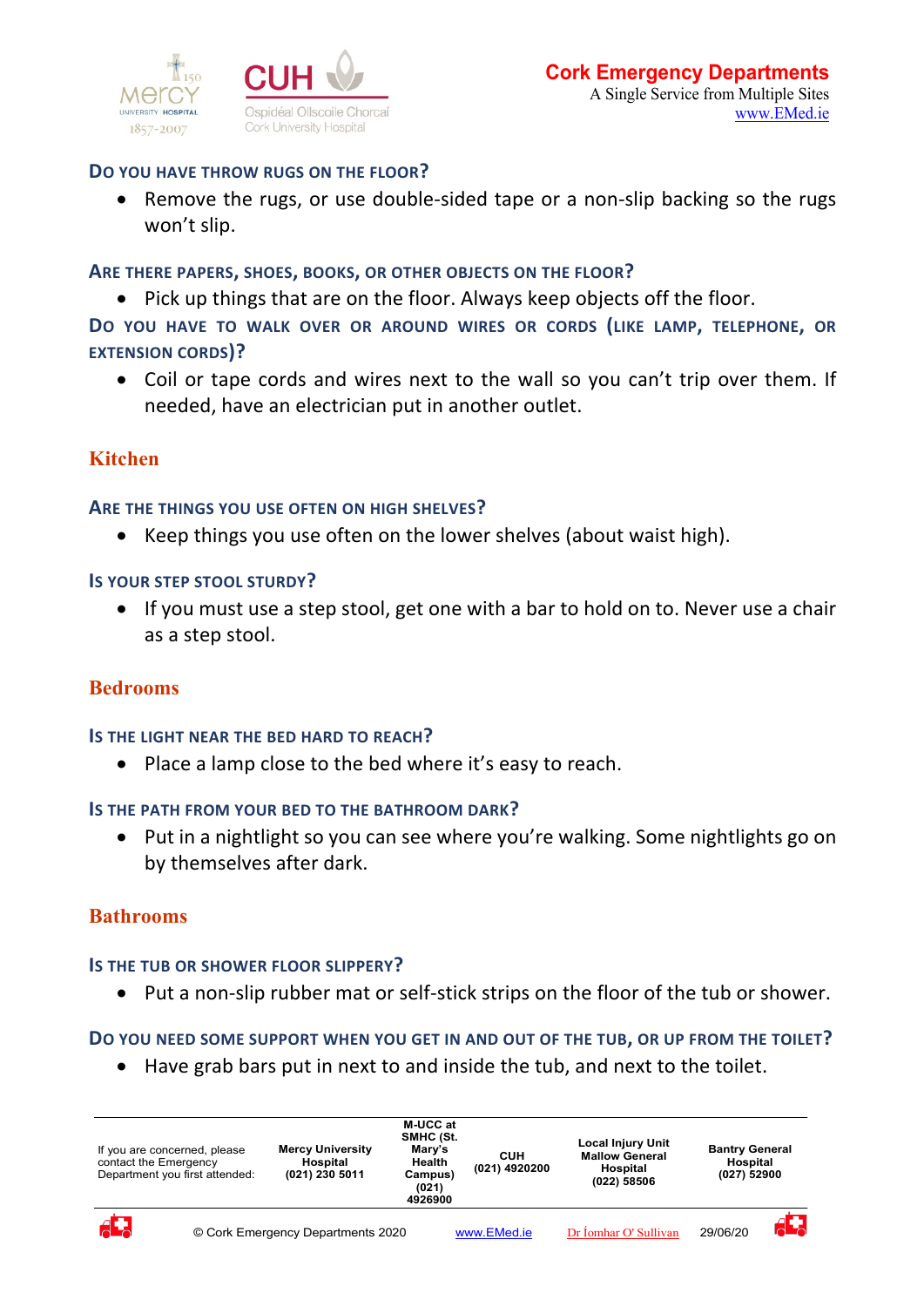### Do you have throw rugs on the floor?

- Remove the rugs, or use double-sided tape or a non-slip backing so the rugs won't slip.

### Are there papers, shoes, books, or other objects on the floor?

- Pick up things that are on the floor. Always keep objects off the floor.

### Do you have to walk over or around wires or cords (like lamp, telephone, or extension cords)?

- Coil or tape cords and wires next to the wall so you can't trip over them. If needed, have an electrician put in another outlet.

## Kitchen

### Are the things you use often on high shelves?

- Keep things you use often on the lower shelves (about waist high).

### Is your step stool sturdy?

- If you must use a step stool, get one with a bar to hold on to. Never use a chair as a step stool.

## Bedrooms

### Is the light near the bed hard to reach?

- Place a lamp close to the bed where it's easy to reach.

### Is the path from your bed to the bathroom dark?

- Put in a nightlight so you can see where you're walking. Some nightlights go on by themselves after dark.

## Bathrooms

### Is the tub or shower floor slippery?

- Put a non-slip rubber mat or self-stick strips on the floor of the tub or shower.

### Do you need some support when you get in and out of the tub, or up from the toilet?

- Have grab bars put in next to and inside the tub, and next to the toilet.

| | | | | | |
|---|---|---|---|---|---|
| If you are concerned, please contact the Emergency Department you first attended: | **Mercy University Hospital (021) 230 5011** | **M-UCC at SMHC (St. Mary's Health Campus) (021) 4926900** | **CUH (021) 4920200** | **Local Injury Unit Mallow General Hospital (022) 58506** | **Bantry General Hospital (027) 52900** |

© Cork Emergency Departments 2020 www.EMed.ie Dr Íomhar O' Sullivan 29/06/20